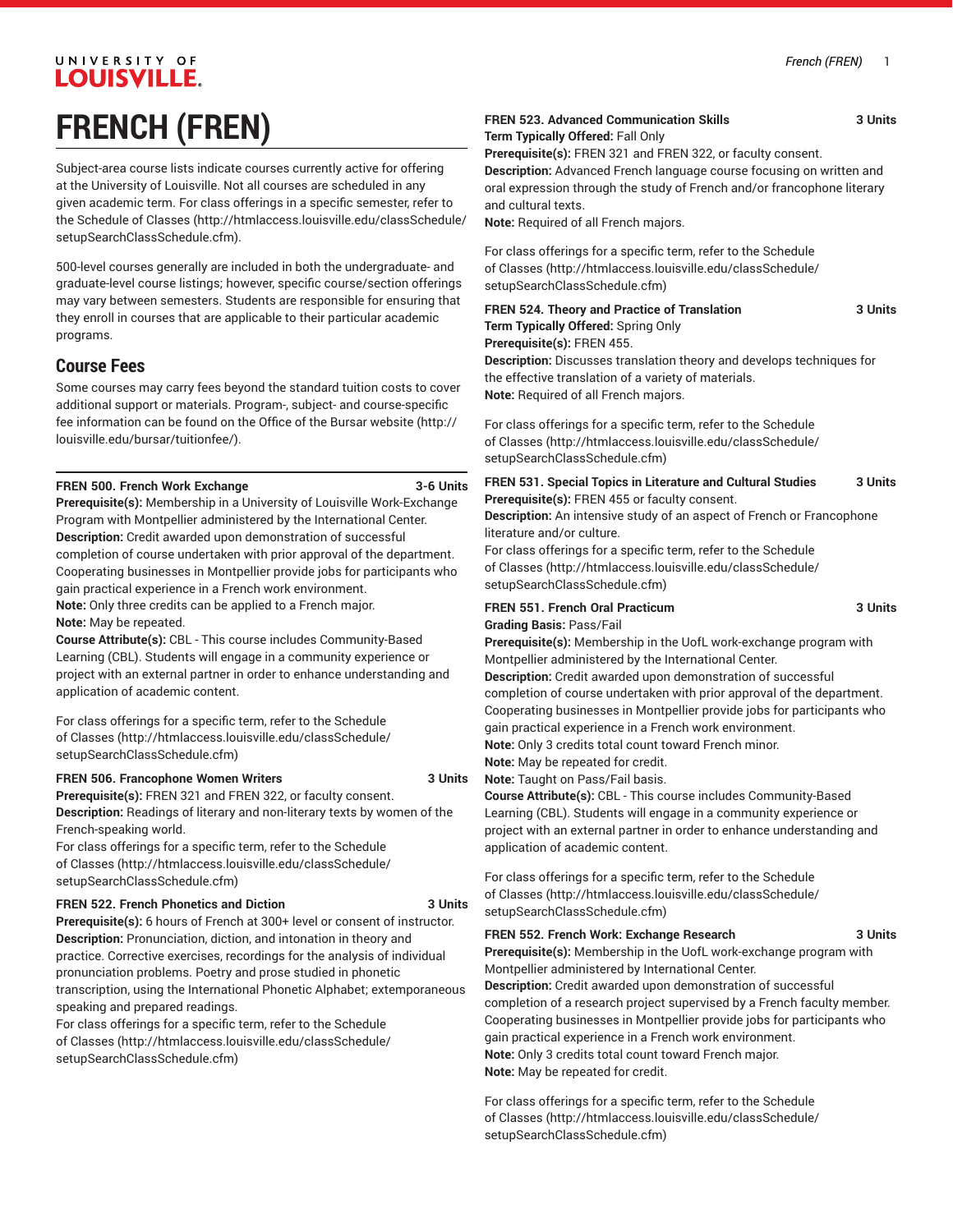# FRENCH (FREN)

Subject-area course lists indicate courses currently active for offering at the University of Louisville. Not all courses are scheduled in any given academic term. For class offerings in a specific semester, refer to the Schedule of Classes (http://htmlaccess.louisville.edu/classSchedule/setupSearchClassSchedule.cfm).

500-level courses generally are included in both the undergraduate- and graduate-level course listings; however, specific course/section offerings may vary between semesters. Students are responsible for ensuring that they enroll in courses that are applicable to their particular academic programs.

## Course Fees

Some courses may carry fees beyond the standard tuition costs to cover additional support or materials. Program-, subject- and course-specific fee information can be found on the Office of the Bursar website (http://louisville.edu/bursar/tuitionfee/).

**FREN 500. French Work Exchange 3-6 Units**
**Prerequisite(s):** Membership in a University of Louisville Work-Exchange Program with Montpellier administered by the International Center.
**Description:** Credit awarded upon demonstration of successful completion of course undertaken with prior approval of the department. Cooperating businesses in Montpellier provide jobs for participants who gain practical experience in a French work environment.
**Note:** Only three credits can be applied to a French major.
**Note:** May be repeated.
**Course Attribute(s):** CBL - This course includes Community-Based Learning (CBL). Students will engage in a community experience or project with an external partner in order to enhance understanding and application of academic content.

For class offerings for a specific term, refer to the Schedule of Classes (http://htmlaccess.louisville.edu/classSchedule/setupSearchClassSchedule.cfm)

**FREN 506. Francophone Women Writers 3 Units**
**Prerequisite(s):** FREN 321 and FREN 322, or faculty consent.
**Description:** Readings of literary and non-literary texts by women of the French-speaking world.
For class offerings for a specific term, refer to the Schedule of Classes (http://htmlaccess.louisville.edu/classSchedule/setupSearchClassSchedule.cfm)

**FREN 522. French Phonetics and Diction 3 Units**
**Prerequisite(s):** 6 hours of French at 300+ level or consent of instructor.
**Description:** Pronunciation, diction, and intonation in theory and practice. Corrective exercises, recordings for the analysis of individual pronunciation problems. Poetry and prose studied in phonetic transcription, using the International Phonetic Alphabet; extemporaneous speaking and prepared readings.
For class offerings for a specific term, refer to the Schedule of Classes (http://htmlaccess.louisville.edu/classSchedule/setupSearchClassSchedule.cfm)

**FREN 523. Advanced Communication Skills 3 Units**
**Term Typically Offered:** Fall Only
**Prerequisite(s):** FREN 321 and FREN 322, or faculty consent.
**Description:** Advanced French language course focusing on written and oral expression through the study of French and/or francophone literary and cultural texts.
**Note:** Required of all French majors.

For class offerings for a specific term, refer to the Schedule of Classes (http://htmlaccess.louisville.edu/classSchedule/setupSearchClassSchedule.cfm)

**FREN 524. Theory and Practice of Translation 3 Units**
**Term Typically Offered:** Spring Only
**Prerequisite(s):** FREN 455.
**Description:** Discusses translation theory and develops techniques for the effective translation of a variety of materials.
**Note:** Required of all French majors.

For class offerings for a specific term, refer to the Schedule of Classes (http://htmlaccess.louisville.edu/classSchedule/setupSearchClassSchedule.cfm)

**FREN 531. Special Topics in Literature and Cultural Studies 3 Units**
**Prerequisite(s):** FREN 455 or faculty consent.
**Description:** An intensive study of an aspect of French or Francophone literature and/or culture.
For class offerings for a specific term, refer to the Schedule of Classes (http://htmlaccess.louisville.edu/classSchedule/setupSearchClassSchedule.cfm)

**FREN 551. French Oral Practicum 3 Units**
**Grading Basis:** Pass/Fail
**Prerequisite(s):** Membership in the UofL work-exchange program with Montpellier administered by the International Center.
**Description:** Credit awarded upon demonstration of successful completion of course undertaken with prior approval of the department. Cooperating businesses in Montpellier provide jobs for participants who gain practical experience in a French work environment.
**Note:** Only 3 credits total count toward French minor.
**Note:** May be repeated for credit.
**Note:** Taught on Pass/Fail basis.
**Course Attribute(s):** CBL - This course includes Community-Based Learning (CBL). Students will engage in a community experience or project with an external partner in order to enhance understanding and application of academic content.

For class offerings for a specific term, refer to the Schedule of Classes (http://htmlaccess.louisville.edu/classSchedule/setupSearchClassSchedule.cfm)

**FREN 552. French Work: Exchange Research 3 Units**
**Prerequisite(s):** Membership in the UofL work-exchange program with Montpellier administered by International Center.
**Description:** Credit awarded upon demonstration of successful completion of a research project supervised by a French faculty member. Cooperating businesses in Montpellier provide jobs for participants who gain practical experience in a French work environment.
**Note:** Only 3 credits total count toward French major.
**Note:** May be repeated for credit.

For class offerings for a specific term, refer to the Schedule of Classes (http://htmlaccess.louisville.edu/classSchedule/setupSearchClassSchedule.cfm)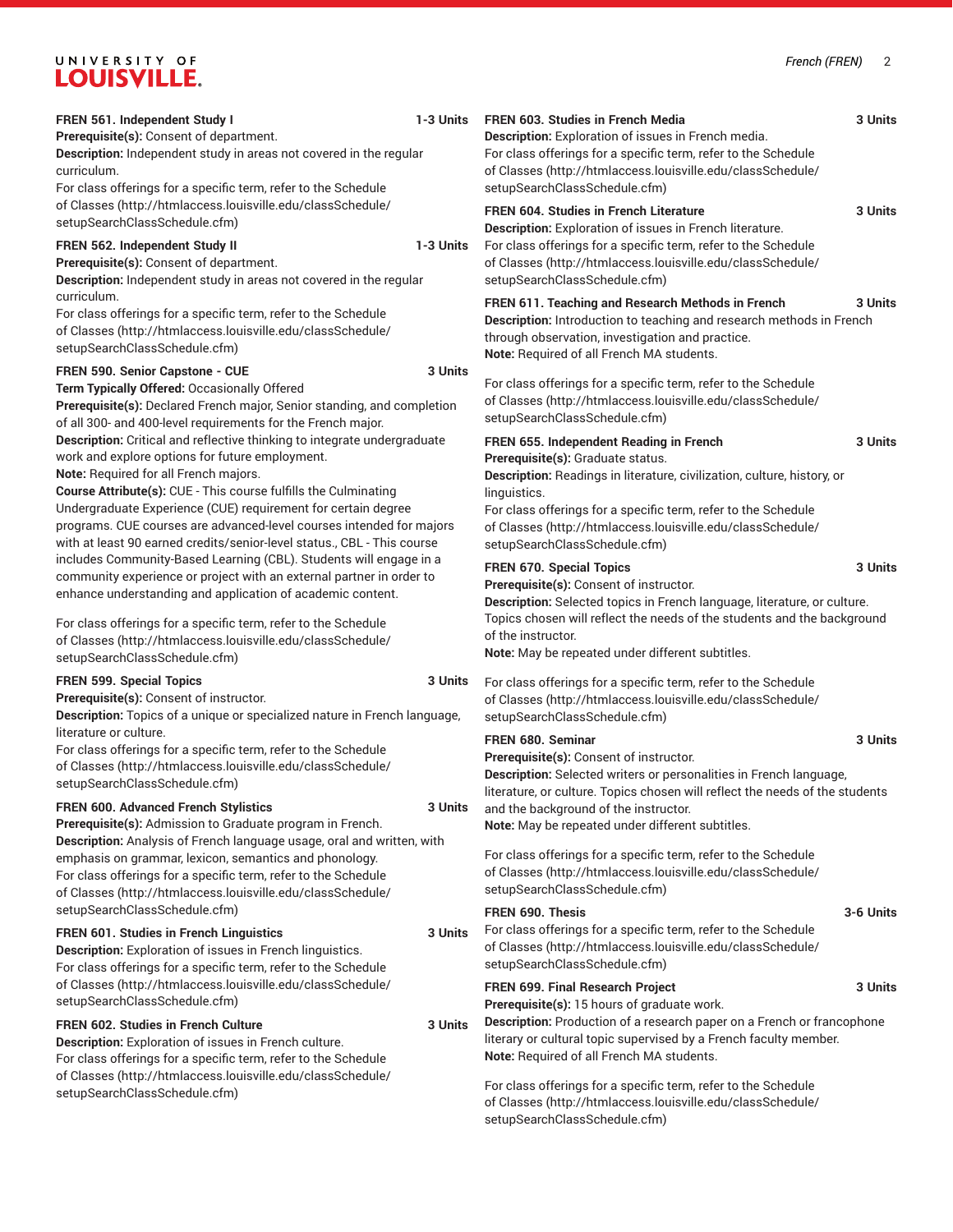**FREN 561. Independent Study I** 1-3 Units

**Prerequisite(s):** Consent of department.

**Description:** Independent study in areas not covered in the regular curriculum.

For class offerings for a specific term, refer to the Schedule of Classes (http://htmlaccess.louisville.edu/classSchedule/setupSearchClassSchedule.cfm)

**FREN 562. Independent Study II** 1-3 Units

**Prerequisite(s):** Consent of department.

**Description:** Independent study in areas not covered in the regular curriculum.

For class offerings for a specific term, refer to the Schedule of Classes (http://htmlaccess.louisville.edu/classSchedule/setupSearchClassSchedule.cfm)

**FREN 590. Senior Capstone - CUE** 3 Units

**Term Typically Offered:** Occasionally Offered

**Prerequisite(s):** Declared French major, Senior standing, and completion of all 300- and 400-level requirements for the French major.

**Description:** Critical and reflective thinking to integrate undergraduate work and explore options for future employment.

**Note:** Required for all French majors.

**Course Attribute(s):** CUE - This course fulfills the Culminating Undergraduate Experience (CUE) requirement for certain degree programs. CUE courses are advanced-level courses intended for majors with at least 90 earned credits/senior-level status., CBL - This course includes Community-Based Learning (CBL). Students will engage in a community experience or project with an external partner in order to enhance understanding and application of academic content.

For class offerings for a specific term, refer to the Schedule of Classes (http://htmlaccess.louisville.edu/classSchedule/setupSearchClassSchedule.cfm)

**FREN 599. Special Topics** 3 Units

**Prerequisite(s):** Consent of instructor.

**Description:** Topics of a unique or specialized nature in French language, literature or culture.

For class offerings for a specific term, refer to the Schedule of Classes (http://htmlaccess.louisville.edu/classSchedule/setupSearchClassSchedule.cfm)

**FREN 600. Advanced French Stylistics** 3 Units

**Prerequisite(s):** Admission to Graduate program in French.

**Description:** Analysis of French language usage, oral and written, with emphasis on grammar, lexicon, semantics and phonology.

For class offerings for a specific term, refer to the Schedule of Classes (http://htmlaccess.louisville.edu/classSchedule/setupSearchClassSchedule.cfm)

**FREN 601. Studies in French Linguistics** 3 Units

**Description:** Exploration of issues in French linguistics.

For class offerings for a specific term, refer to the Schedule of Classes (http://htmlaccess.louisville.edu/classSchedule/setupSearchClassSchedule.cfm)

**FREN 602. Studies in French Culture** 3 Units

**Description:** Exploration of issues in French culture.

For class offerings for a specific term, refer to the Schedule of Classes (http://htmlaccess.louisville.edu/classSchedule/setupSearchClassSchedule.cfm)

**FREN 603. Studies in French Media** 3 Units

**Description:** Exploration of issues in French media.

For class offerings for a specific term, refer to the Schedule of Classes (http://htmlaccess.louisville.edu/classSchedule/setupSearchClassSchedule.cfm)

**FREN 604. Studies in French Literature** 3 Units

**Description:** Exploration of issues in French literature.

For class offerings for a specific term, refer to the Schedule of Classes (http://htmlaccess.louisville.edu/classSchedule/setupSearchClassSchedule.cfm)

**FREN 611. Teaching and Research Methods in French** 3 Units

**Description:** Introduction to teaching and research methods in French through observation, investigation and practice.

**Note:** Required of all French MA students.

For class offerings for a specific term, refer to the Schedule of Classes (http://htmlaccess.louisville.edu/classSchedule/setupSearchClassSchedule.cfm)

**FREN 655. Independent Reading in French** 3 Units

**Prerequisite(s):** Graduate status.

**Description:** Readings in literature, civilization, culture, history, or linguistics.

For class offerings for a specific term, refer to the Schedule of Classes (http://htmlaccess.louisville.edu/classSchedule/setupSearchClassSchedule.cfm)

**FREN 670. Special Topics** 3 Units

**Prerequisite(s):** Consent of instructor.

**Description:** Selected topics in French language, literature, or culture. Topics chosen will reflect the needs of the students and the background of the instructor.

**Note:** May be repeated under different subtitles.

For class offerings for a specific term, refer to the Schedule of Classes (http://htmlaccess.louisville.edu/classSchedule/setupSearchClassSchedule.cfm)

**FREN 680. Seminar** 3 Units

**Prerequisite(s):** Consent of instructor.

**Description:** Selected writers or personalities in French language, literature, or culture. Topics chosen will reflect the needs of the students and the background of the instructor.

**Note:** May be repeated under different subtitles.

For class offerings for a specific term, refer to the Schedule of Classes (http://htmlaccess.louisville.edu/classSchedule/setupSearchClassSchedule.cfm)

**FREN 690. Thesis** 3-6 Units

For class offerings for a specific term, refer to the Schedule of Classes (http://htmlaccess.louisville.edu/classSchedule/setupSearchClassSchedule.cfm)

**FREN 699. Final Research Project** 3 Units

**Prerequisite(s):** 15 hours of graduate work.

**Description:** Production of a research paper on a French or francophone literary or cultural topic supervised by a French faculty member.

**Note:** Required of all French MA students.

For class offerings for a specific term, refer to the Schedule of Classes (http://htmlaccess.louisville.edu/classSchedule/setupSearchClassSchedule.cfm)